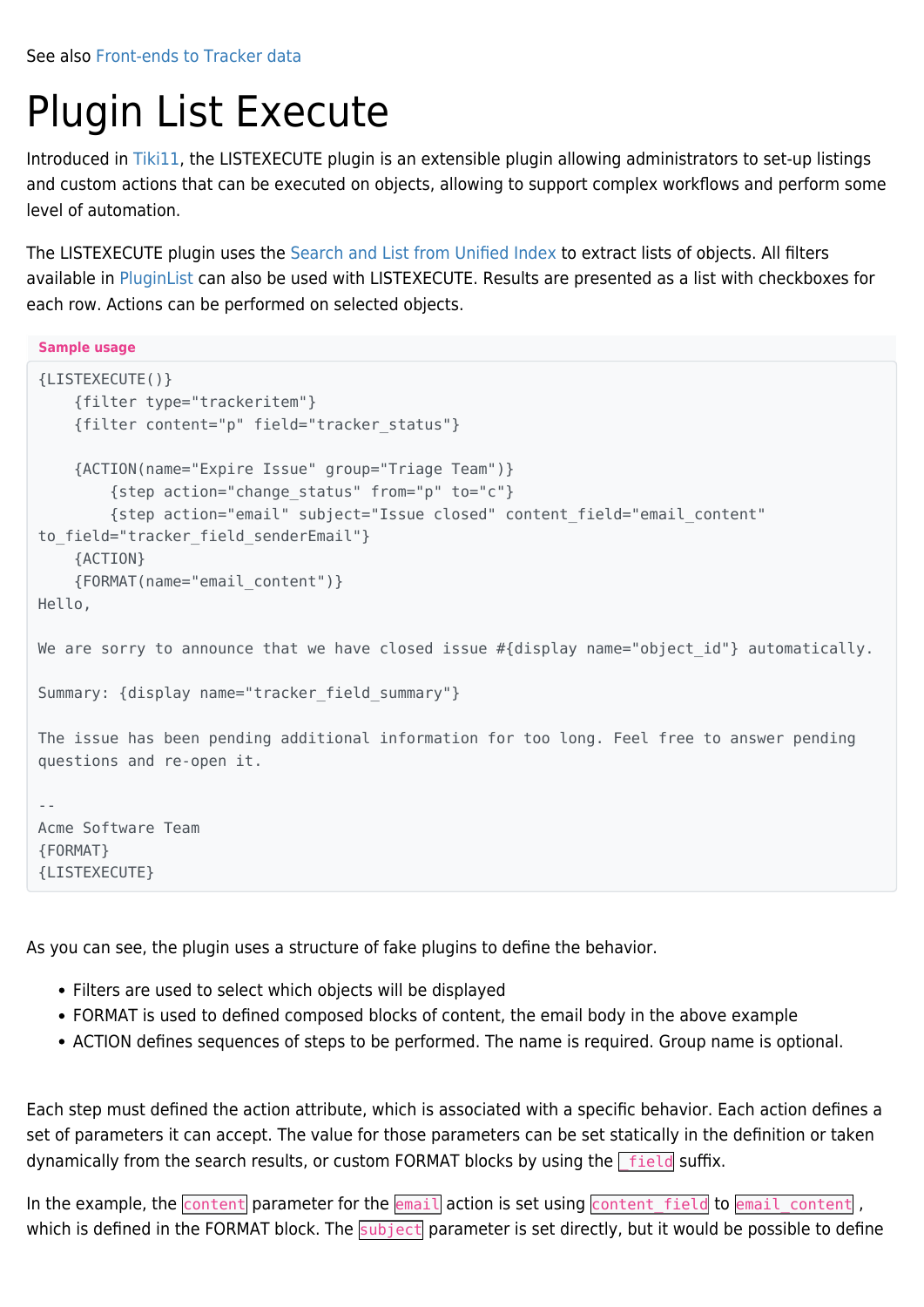See also Front-ends to Tracker data

# Plugin List Execute

Introduced in Tiki11, the LISTEXECUTE plugin is an extensible plugin allowing administrators to set-up listings and custom actions that can be executed on objects, allowing to support complex workflows and perform some level of automation.

The LISTEXECUTE plugin uses the Search and List from Unified Index to extract lists of objects. All filters available in PluginList can also be used with LISTEXECUTE. Results are presented as a list with checkboxes for each row. Actions can be performed on selected objects.

**Sample usage**

```
{LISTEXECUTE()}
    {filter type="trackeritem"}
    {filter content="p" field="tracker_status"}

    {ACTION(name="Expire Issue" group="Triage Team")}
        {step action="change_status" from="p" to="c"}
        {step action="email" subject="Issue closed" content_field="email_content"
to_field="tracker_field_senderEmail"}
    {ACTION}
    {FORMAT(name="email_content")}
Hello,

We are sorry to announce that we have closed issue #{display name="object_id"} automatically.

Summary: {display name="tracker_field_summary"}

The issue has been pending additional information for too long. Feel free to answer pending
questions and re-open it.

--
Acme Software Team
{FORMAT}
{LISTEXECUTE}
```

As you can see, the plugin uses a structure of fake plugins to define the behavior.

- Filters are used to select which objects will be displayed
- FORMAT is used to defined composed blocks of content, the email body in the above example
- ACTION defines sequences of steps to be performed. The name is required. Group name is optional.

Each step must defined the action attribute, which is associated with a specific behavior. Each action defines a set of parameters it can accept. The value for those parameters can be set statically in the definition or taken dynamically from the search results, or custom FORMAT blocks by using the `_field` suffix.

In the example, the `content` parameter for the `email` action is set using `content_field` to `email_content` , which is defined in the FORMAT block. The `subject` parameter is set directly, but it would be possible to define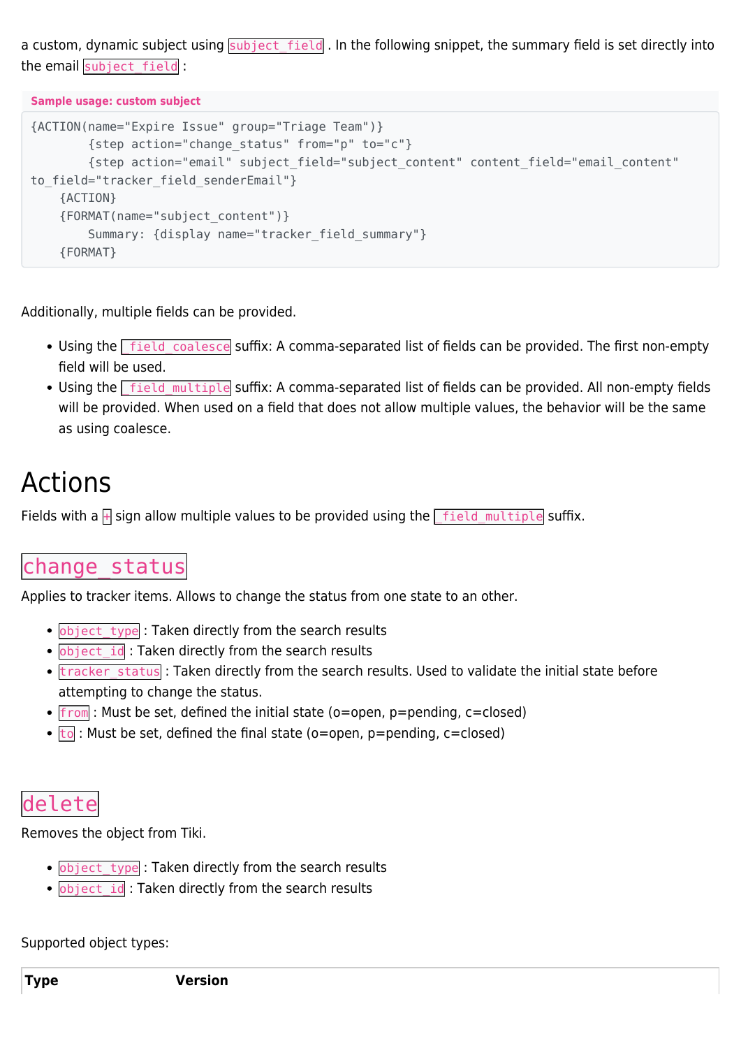a custom, dynamic subject using `subject_field`. In the following snippet, the summary field is set directly into the email `subject_field`:

**Sample usage: custom subject**

```
{ACTION(name="Expire Issue" group="Triage Team")}
        {step action="change_status" from="p" to="c"}
        {step action="email" subject_field="subject_content" content_field="email_content"
to_field="tracker_field_senderEmail"}
    {ACTION}
    {FORMAT(name="subject_content")}
        Summary: {display name="tracker_field_summary"}
    {FORMAT}
```

Additionally, multiple fields can be provided.

- Using the `_field_coalesce` suffix: A comma-separated list of fields can be provided. The first non-empty field will be used.
- Using the `_field_multiple` suffix: A comma-separated list of fields can be provided. All non-empty fields will be provided. When used on a field that does not allow multiple values, the behavior will be the same as using coalesce.

# Actions

Fields with a `+` sign allow multiple values to be provided using the `_field_multiple` suffix.

## `change_status`

Applies to tracker items. Allows to change the status from one state to an other.

- `object_type` : Taken directly from the search results
- `object_id` : Taken directly from the search results
- `tracker_status` : Taken directly from the search results. Used to validate the initial state before attempting to change the status.
- `from` : Must be set, defined the initial state (o=open, p=pending, c=closed)
- `to` : Must be set, defined the final state (o=open, p=pending, c=closed)

## `delete`

Removes the object from Tiki.

- `object_type` : Taken directly from the search results
- `object_id` : Taken directly from the search results

Supported object types:

| Type | Version |
|---|---|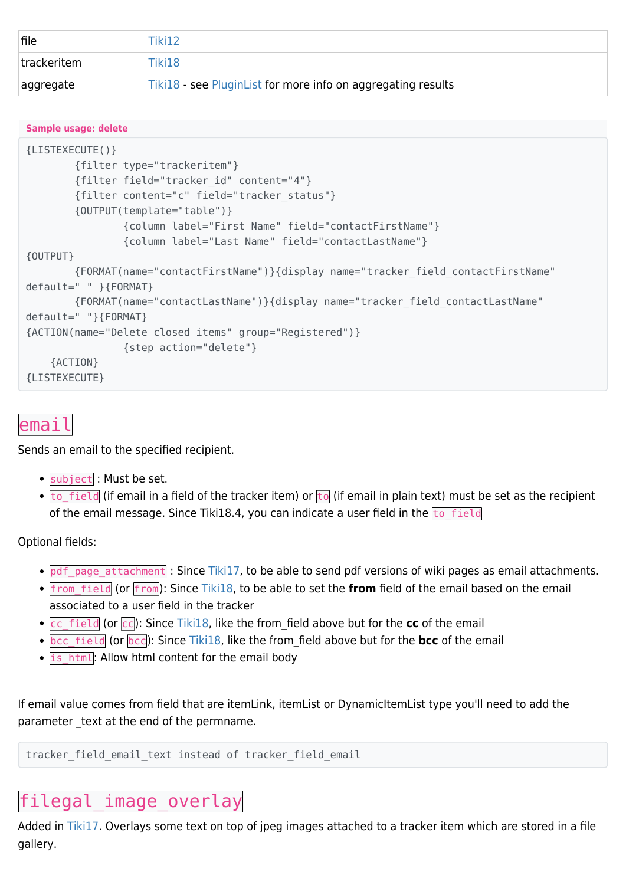| | |
|---|---|
| file | Tiki12 |
| trackeritem | Tiki18 |
| aggregate | Tiki18 - see PluginList for more info on aggregating results |

**Sample usage: delete**

```
{LISTEXECUTE()}
        {filter type="trackeritem"}
        {filter field="tracker_id" content="4"}
        {filter content="c" field="tracker_status"}
        {OUTPUT(template="table")}
                {column label="First Name" field="contactFirstName"}
                {column label="Last Name" field="contactLastName"}
{OUTPUT}
        {FORMAT(name="contactFirstName")}{display name="tracker_field_contactFirstName"
default=" " }{FORMAT}
        {FORMAT(name="contactLastName")}{display name="tracker_field_contactLastName"
default=" "}{FORMAT}
{ACTION(name="Delete closed items" group="Registered")}
                {step action="delete"}
    {ACTION}
{LISTEXECUTE}
```

## `email`

Sends an email to the specified recipient.

- `subject` : Must be set.
- `to_field` (if email in a field of the tracker item) or `to` (if email in plain text) must be set as the recipient of the email message. Since Tiki18.4, you can indicate a user field in the `to_field`

Optional fields:

- `pdf_page_attachment` : Since Tiki17, to be able to send pdf versions of wiki pages as email attachments.
- `from_field` (or `from`): Since Tiki18, to be able to set the **from** field of the email based on the email associated to a user field in the tracker
- `cc_field` (or `cc`): Since Tiki18, like the from_field above but for the **cc** of the email
- `bcc_field` (or `bcc`): Since Tiki18, like the from_field above but for the **bcc** of the email
- `is_html`: Allow html content for the email body

If email value comes from field that are itemLink, itemList or DynamicItemList type you'll need to add the parameter _text at the end of the permname.

```
tracker_field_email_text instead of tracker_field_email
```

## `filegal_image_overlay`

Added in Tiki17. Overlays some text on top of jpeg images attached to a tracker item which are stored in a file gallery.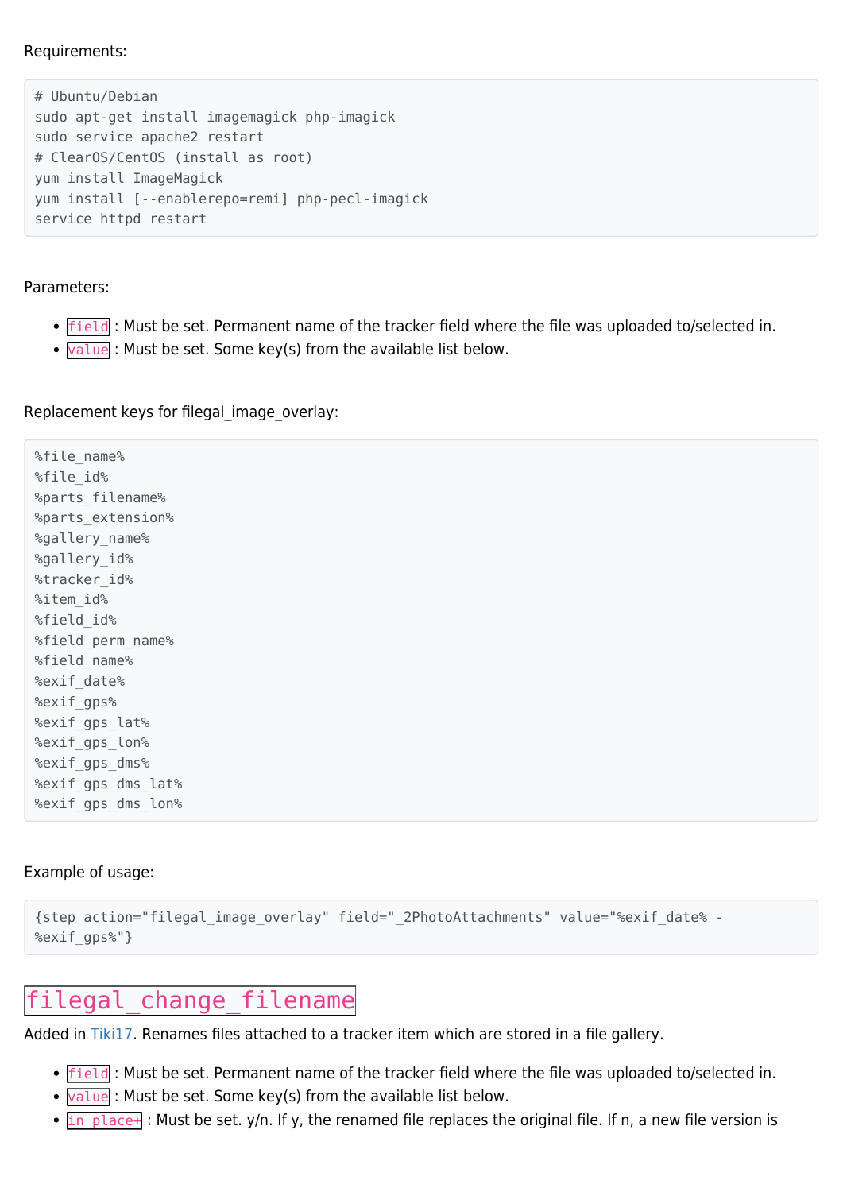Requirements:

```
# Ubuntu/Debian
sudo apt-get install imagemagick php-imagick
sudo service apache2 restart
# ClearOS/CentOS (install as root)
yum install ImageMagick
yum install [--enablerepo=remi] php-pecl-imagick
service httpd restart
```

Parameters:

- `field` : Must be set. Permanent name of the tracker field where the file was uploaded to/selected in.
- `value` : Must be set. Some key(s) from the available list below.

Replacement keys for filegal_image_overlay:

```
%file_name%
%file_id%
%parts_filename%
%parts_extension%
%gallery_name%
%gallery_id%
%tracker_id%
%item_id%
%field_id%
%field_perm_name%
%field_name%
%exif_date%
%exif_gps%
%exif_gps_lat%
%exif_gps_lon%
%exif_gps_dms%
%exif_gps_dms_lat%
%exif_gps_dms_lon%
```

Example of usage:

```
{step action="filegal_image_overlay" field="_2PhotoAttachments" value="%exif_date% -
%exif_gps%"}
```

## `filegal_change_filename`

Added in Tiki17. Renames files attached to a tracker item which are stored in a file gallery.

- `field` : Must be set. Permanent name of the tracker field where the file was uploaded to/selected in.
- `value` : Must be set. Some key(s) from the available list below.
- `in_place+` : Must be set. y/n. If y, the renamed file replaces the original file. If n, a new file version is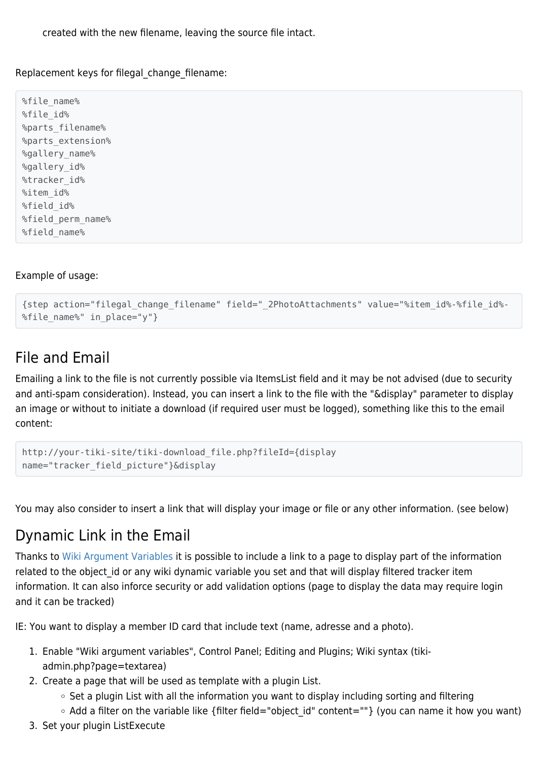created with the new filename, leaving the source file intact.

Replacement keys for filegal_change_filename:

```
%file_name%
%file_id%
%parts_filename%
%parts_extension%
%gallery_name%
%gallery_id%
%tracker_id%
%item_id%
%field_id%
%field_perm_name%
%field_name%
```

Example of usage:

```
{step action="filegal_change_filename" field="_2PhotoAttachments" value="%item_id%-%file_id%-%file_name%" in_place="y"}
```

## File and Email

Emailing a link to the file is not currently possible via ItemsList field and it may be not advised (due to security and anti-spam consideration). Instead, you can insert a link to the file with the "&display" parameter to display an image or without to initiate a download (if required user must be logged), something like this to the email content:

```
http://your-tiki-site/tiki-download_file.php?fileId={display name="tracker_field_picture"}&display
```

You may also consider to insert a link that will display your image or file or any other information. (see below)

## Dynamic Link in the Email

Thanks to Wiki Argument Variables it is possible to include a link to a page to display part of the information related to the object_id or any wiki dynamic variable you set and that will display filtered tracker item information. It can also inforce security or add validation options (page to display the data may require login and it can be tracked)

IE: You want to display a member ID card that include text (name, adresse and a photo).

1. Enable "Wiki argument variables", Control Panel; Editing and Plugins; Wiki syntax (tiki-admin.php?page=textarea)
2. Create a page that will be used as template with a plugin List.
   - Set a plugin List with all the information you want to display including sorting and filtering
   - Add a filter on the variable like {filter field="object_id" content=""} (you can name it how you want)
3. Set your plugin ListExecute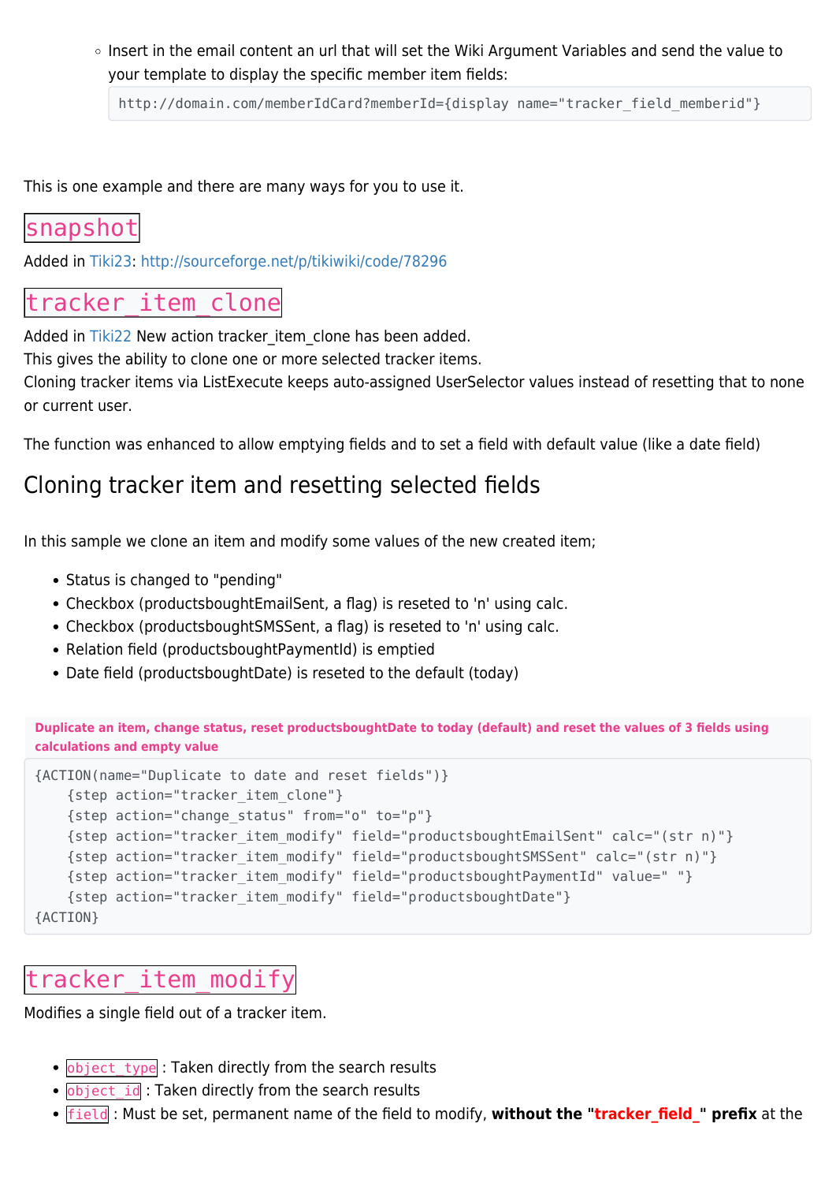- Insert in the email content an url that will set the Wiki Argument Variables and send the value to your template to display the specific member item fields:

  ```
  http://domain.com/memberIdCard?memberId={display name="tracker_field_memberid"}
  ```

This is one example and there are many ways for you to use it.

## `snapshot`

Added in Tiki23: http://sourceforge.net/p/tikiwiki/code/78296

## `tracker_item_clone`

Added in Tiki22 New action tracker_item_clone has been added.
This gives the ability to clone one or more selected tracker items.
Cloning tracker items via ListExecute keeps auto-assigned UserSelector values instead of resetting that to none or current user.

The function was enhanced to allow emptying fields and to set a field with default value (like a date field)

## Cloning tracker item and resetting selected fields

In this sample we clone an item and modify some values of the new created item;

- Status is changed to "pending"
- Checkbox (productsboughtEmailSent, a flag) is reseted to 'n' using calc.
- Checkbox (productsboughtSMSSent, a flag) is reseted to 'n' using calc.
- Relation field (productsboughtPaymentId) is emptied
- Date field (productsboughtDate) is reseted to the default (today)

**Duplicate an item, change status, reset productsboughtDate to today (default) and reset the values of 3 fields using calculations and empty value**

```
{ACTION(name="Duplicate to date and reset fields")}
    {step action="tracker_item_clone"}
    {step action="change_status" from="o" to="p"}
    {step action="tracker_item_modify" field="productsboughtEmailSent" calc="(str n)"}
    {step action="tracker_item_modify" field="productsboughtSMSSent" calc="(str n)"}
    {step action="tracker_item_modify" field="productsboughtPaymentId" value=" "}
    {step action="tracker_item_modify" field="productsboughtDate"}
{ACTION}
```

## `tracker_item_modify`

Modifies a single field out of a tracker item.

- `object_type` : Taken directly from the search results
- `object_id` : Taken directly from the search results
- `field` : Must be set, permanent name of the field to modify, **without the "tracker_field_" prefix** at the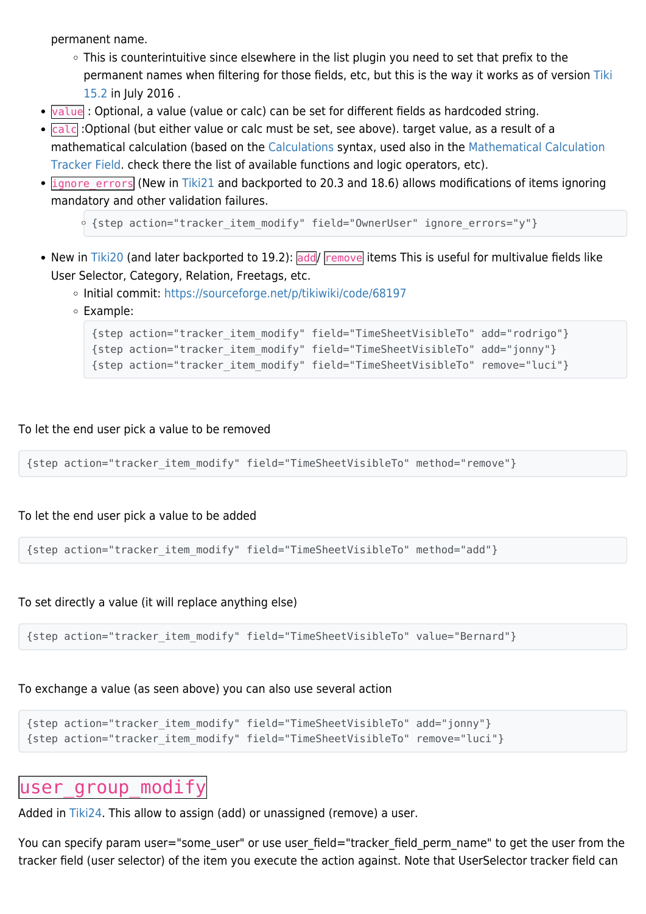permanent name.
    - This is counterintuitive since elsewhere in the list plugin you need to set that prefix to the permanent names when filtering for those fields, etc, but this is the way it works as of version Tiki 15.2 in July 2016 .
- `value` : Optional, a value (value or calc) can be set for different fields as hardcoded string.
- `calc` :Optional (but either value or calc must be set, see above). target value, as a result of a mathematical calculation (based on the Calculations syntax, used also in the Mathematical Calculation Tracker Field. check there the list of available functions and logic operators, etc).
- `ignore_errors` (New in Tiki21 and backported to 20.3 and 18.6) allows modifications of items ignoring mandatory and other validation failures.
    - ```
      {step action="tracker_item_modify" field="OwnerUser" ignore_errors="y"}
      ```
- New in Tiki20 (and later backported to 19.2): `add`/ `remove` items This is useful for multivalue fields like User Selector, Category, Relation, Freetags, etc.
    - Initial commit: https://sourceforge.net/p/tikiwiki/code/68197
    - Example:

      ```
      {step action="tracker_item_modify" field="TimeSheetVisibleTo" add="rodrigo"}
      {step action="tracker_item_modify" field="TimeSheetVisibleTo" add="jonny"}
      {step action="tracker_item_modify" field="TimeSheetVisibleTo" remove="luci"}
      ```

To let the end user pick a value to be removed

```
{step action="tracker_item_modify" field="TimeSheetVisibleTo" method="remove"}
```

To let the end user pick a value to be added

```
{step action="tracker_item_modify" field="TimeSheetVisibleTo" method="add"}
```

To set directly a value (it will replace anything else)

```
{step action="tracker_item_modify" field="TimeSheetVisibleTo" value="Bernard"}
```

To exchange a value (as seen above) you can also use several action

```
{step action="tracker_item_modify" field="TimeSheetVisibleTo" add="jonny"}
{step action="tracker_item_modify" field="TimeSheetVisibleTo" remove="luci"}
```

## `user_group_modify`

Added in Tiki24. This allow to assign (add) or unassigned (remove) a user.

You can specify param user="some_user" or use user_field="tracker_field_perm_name" to get the user from the tracker field (user selector) of the item you execute the action against. Note that UserSelector tracker field can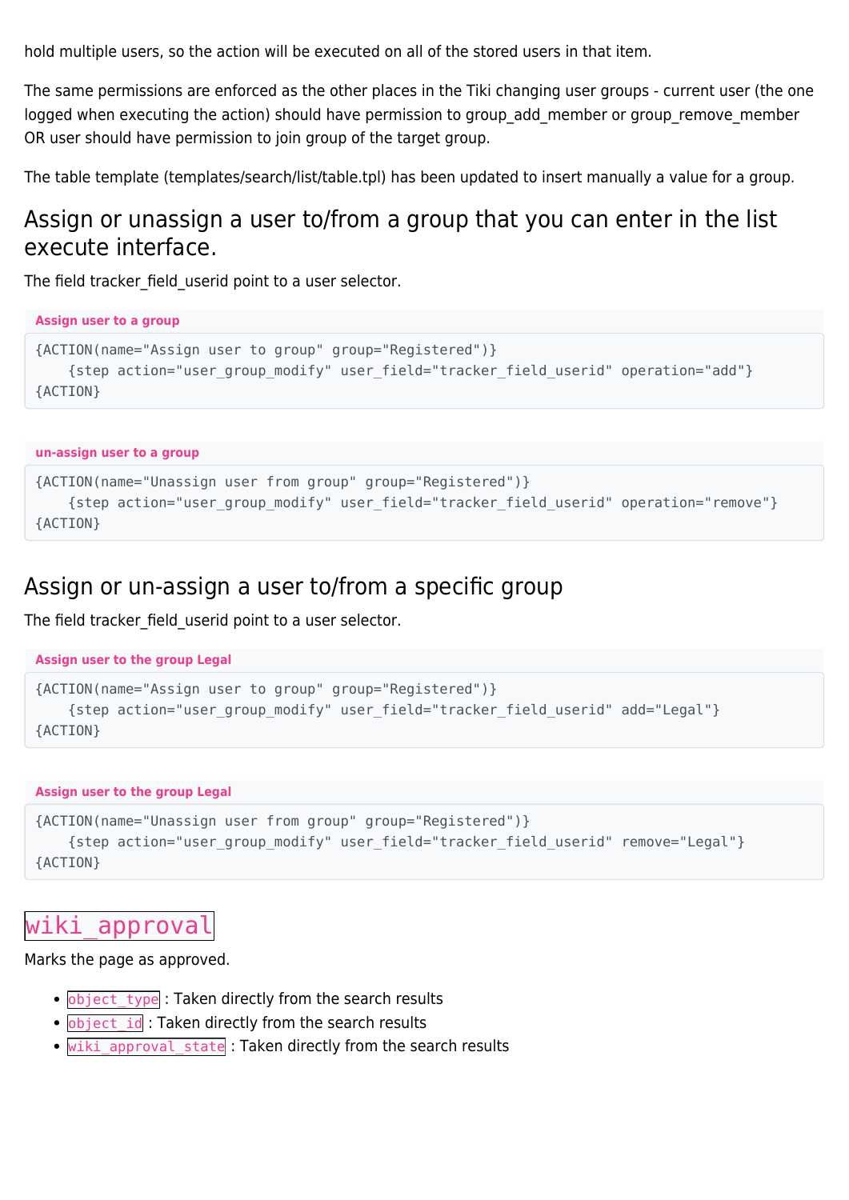hold multiple users, so the action will be executed on all of the stored users in that item.

The same permissions are enforced as the other places in the Tiki changing user groups - current user (the one logged when executing the action) should have permission to group_add_member or group_remove_member OR user should have permission to join group of the target group.

The table template (templates/search/list/table.tpl) has been updated to insert manually a value for a group.

## Assign or unassign a user to/from a group that you can enter in the list execute interface.

The field tracker_field_userid point to a user selector.

**Assign user to a group**

```
{ACTION(name="Assign user to group" group="Registered")}
    {step action="user_group_modify" user_field="tracker_field_userid" operation="add"}
{ACTION}
```

**un-assign user to a group**

```
{ACTION(name="Unassign user from group" group="Registered")}
    {step action="user_group_modify" user_field="tracker_field_userid" operation="remove"}
{ACTION}
```

## Assign or un-assign a user to/from a specific group

The field tracker_field_userid point to a user selector.

**Assign user to the group Legal**

```
{ACTION(name="Assign user to group" group="Registered")}
    {step action="user_group_modify" user_field="tracker_field_userid" add="Legal"}
{ACTION}
```

**Assign user to the group Legal**

```
{ACTION(name="Unassign user from group" group="Registered")}
    {step action="user_group_modify" user_field="tracker_field_userid" remove="Legal"}
{ACTION}
```

## `wiki_approval`

Marks the page as approved.

- `object_type` : Taken directly from the search results
- `object_id` : Taken directly from the search results
- `wiki_approval_state` : Taken directly from the search results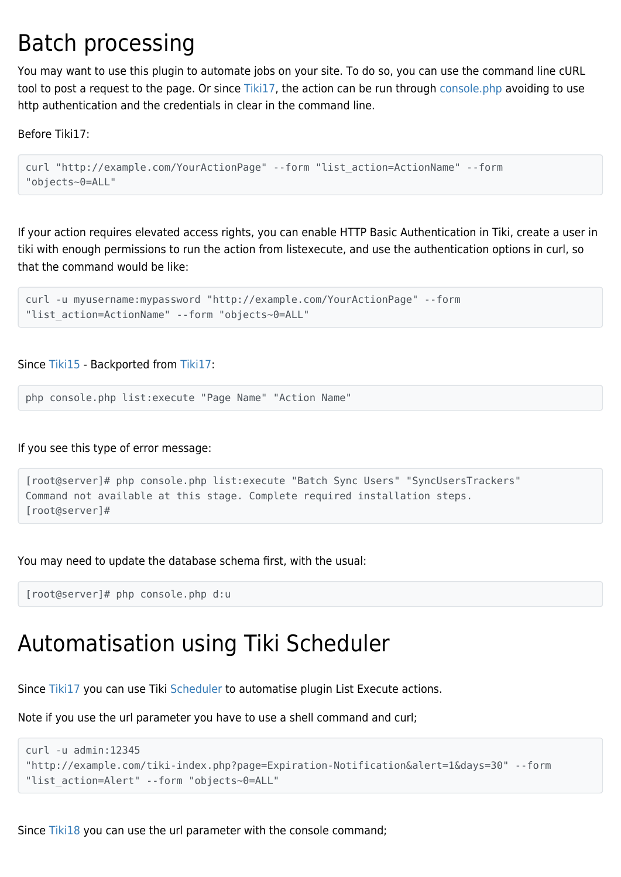# Batch processing

You may want to use this plugin to automate jobs on your site. To do so, you can use the command line cURL tool to post a request to the page. Or since Tiki17, the action can be run through console.php avoiding to use http authentication and the credentials in clear in the command line.

Before Tiki17:

```
curl "http://example.com/YourActionPage" --form "list_action=ActionName" --form
"objects~0=ALL"
```

If your action requires elevated access rights, you can enable HTTP Basic Authentication in Tiki, create a user in tiki with enough permissions to run the action from listexecute, and use the authentication options in curl, so that the command would be like:

```
curl -u myusername:mypassword "http://example.com/YourActionPage" --form
"list_action=ActionName" --form "objects~0=ALL"
```

Since Tiki15 - Backported from Tiki17:

```
php console.php list:execute "Page Name" "Action Name"
```

If you see this type of error message:

```
[root@server]# php console.php list:execute "Batch Sync Users" "SyncUsersTrackers"
Command not available at this stage. Complete required installation steps.
[root@server]#
```

You may need to update the database schema first, with the usual:

```
[root@server]# php console.php d:u
```

# Automatisation using Tiki Scheduler

Since Tiki17 you can use Tiki Scheduler to automatise plugin List Execute actions.

Note if you use the url parameter you have to use a shell command and curl;

```
curl -u admin:12345
"http://example.com/tiki-index.php?page=Expiration-Notification&alert=1&days=30" --form
"list_action=Alert" --form "objects~0=ALL"
```

Since Tiki18 you can use the url parameter with the console command;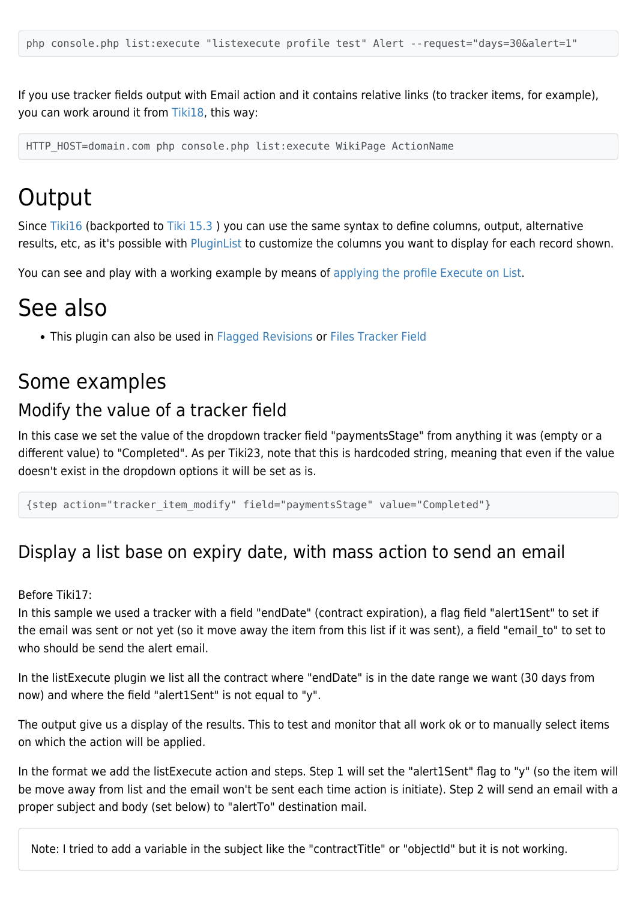```
php console.php list:execute "listexecute profile test" Alert --request="days=30&alert=1"
```

If you use tracker fields output with Email action and it contains relative links (to tracker items, for example), you can work around it from Tiki18, this way:

```
HTTP_HOST=domain.com php console.php list:execute WikiPage ActionName
```

# Output

Since Tiki16 (backported to Tiki 15.3 ) you can use the same syntax to define columns, output, alternative results, etc, as it's possible with PluginList to customize the columns you want to display for each record shown.

You can see and play with a working example by means of applying the profile Execute on List.

# See also

- This plugin can also be used in Flagged Revisions or Files Tracker Field

## Some examples

### Modify the value of a tracker field

In this case we set the value of the dropdown tracker field "paymentsStage" from anything it was (empty or a different value) to "Completed". As per Tiki23, note that this is hardcoded string, meaning that even if the value doesn't exist in the dropdown options it will be set as is.

```
{step action="tracker_item_modify" field="paymentsStage" value="Completed"}
```

### Display a list base on expiry date, with mass action to send an email

Before Tiki17:
In this sample we used a tracker with a field "endDate" (contract expiration), a flag field "alert1Sent" to set if the email was sent or not yet (so it move away the item from this list if it was sent), a field "email_to" to set to who should be send the alert email.

In the listExecute plugin we list all the contract where "endDate" is in the date range we want (30 days from now) and where the field "alert1Sent" is not equal to "y".

The output give us a display of the results. This to test and monitor that all work ok or to manually select items on which the action will be applied.

In the format we add the listExecute action and steps. Step 1 will set the "alert1Sent" flag to "y" (so the item will be move away from list and the email won't be sent each time action is initiate). Step 2 will send an email with a proper subject and body (set below) to "alertTo" destination mail.

> Note: I tried to add a variable in the subject like the "contractTitle" or "objectId" but it is not working.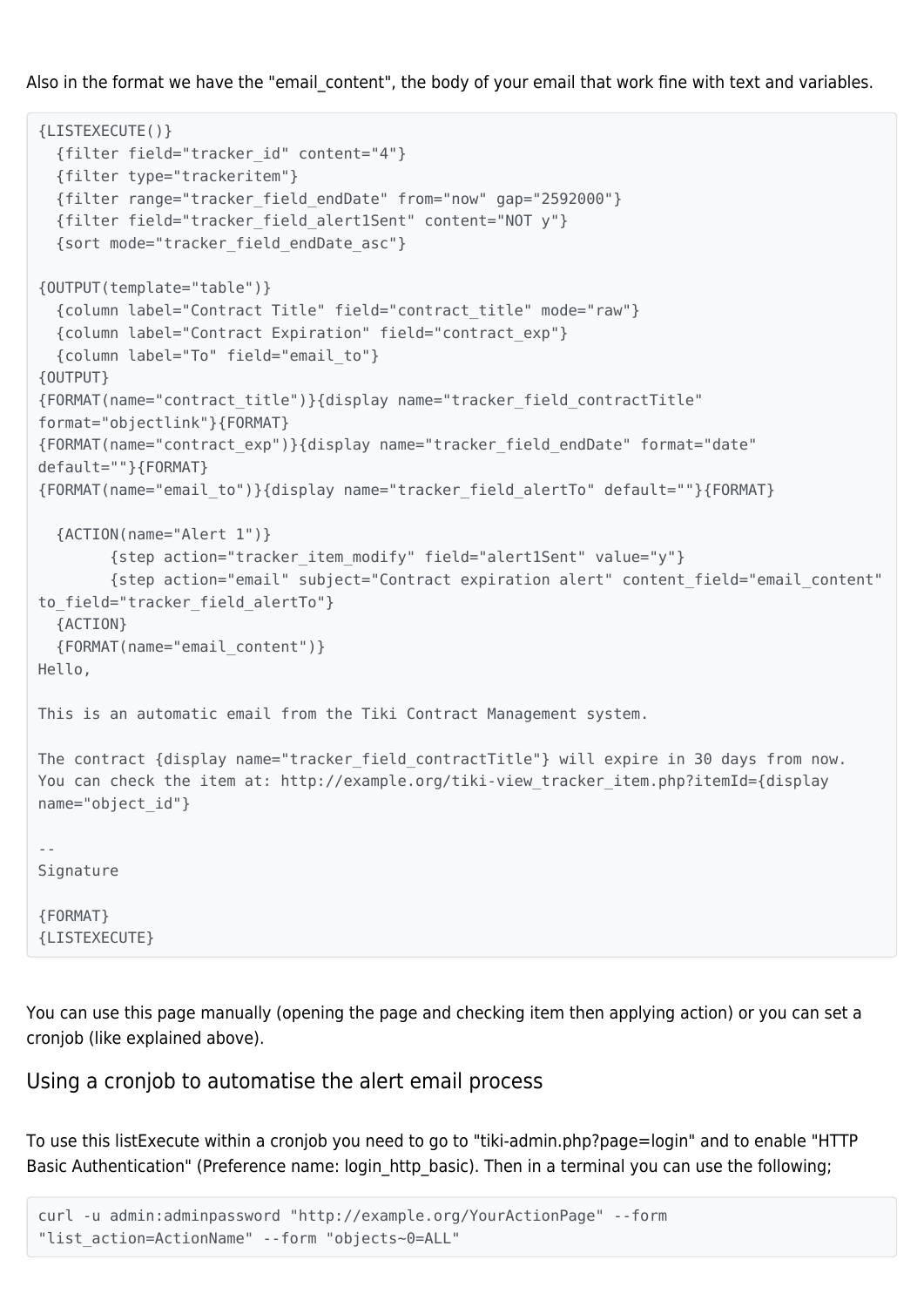Also in the format we have the "email_content", the body of your email that work fine with text and variables.

```
{LISTEXECUTE()}
  {filter field="tracker_id" content="4"}
  {filter type="trackeritem"}
  {filter range="tracker_field_endDate" from="now" gap="2592000"}
  {filter field="tracker_field_alert1Sent" content="NOT y"}
  {sort mode="tracker_field_endDate_asc"}

{OUTPUT(template="table")}
  {column label="Contract Title" field="contract_title" mode="raw"}
  {column label="Contract Expiration" field="contract_exp"}
  {column label="To" field="email_to"}
{OUTPUT}
{FORMAT(name="contract_title")}{display name="tracker_field_contractTitle"
format="objectlink"}{FORMAT}
{FORMAT(name="contract_exp")}{display name="tracker_field_endDate" format="date"
default=""}{FORMAT}
{FORMAT(name="email_to")}{display name="tracker_field_alertTo" default=""}{FORMAT}

  {ACTION(name="Alert 1")}
        {step action="tracker_item_modify" field="alert1Sent" value="y"}
        {step action="email" subject="Contract expiration alert" content_field="email_content"
to_field="tracker_field_alertTo"}
  {ACTION}
  {FORMAT(name="email_content")}
Hello,

This is an automatic email from the Tiki Contract Management system.

The contract {display name="tracker_field_contractTitle"} will expire in 30 days from now.
You can check the item at: http://example.org/tiki-view_tracker_item.php?itemId={display
name="object_id"}

--
Signature

{FORMAT}
{LISTEXECUTE}
```

You can use this page manually (opening the page and checking item then applying action) or you can set a cronjob (like explained above).

## Using a cronjob to automatise the alert email process

To use this listExecute within a cronjob you need to go to "tiki-admin.php?page=login" and to enable "HTTP Basic Authentication" (Preference name: login_http_basic). Then in a terminal you can use the following;

```
curl -u admin:adminpassword "http://example.org/YourActionPage" --form
"list_action=ActionName" --form "objects~0=ALL"
```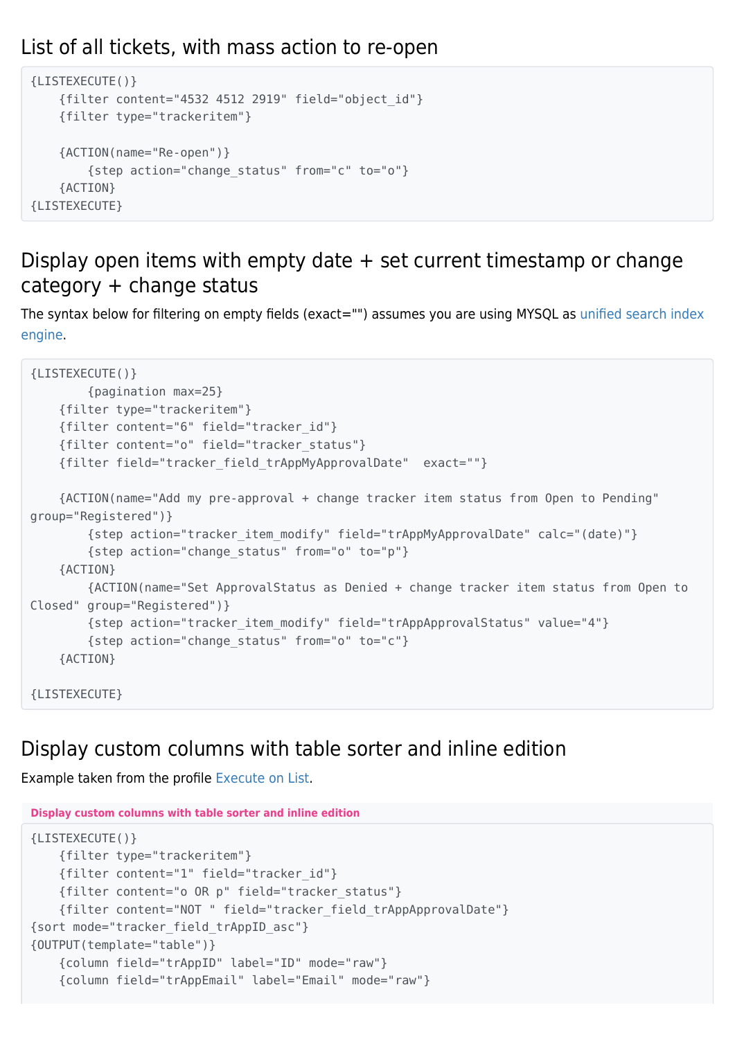## List of all tickets, with mass action to re-open

```
{LISTEXECUTE()}
    {filter content="4532 4512 2919" field="object_id"}
    {filter type="trackeritem"}

    {ACTION(name="Re-open")}
        {step action="change_status" from="c" to="o"}
    {ACTION}
{LISTEXECUTE}
```

## Display open items with empty date + set current timestamp or change category + change status

The syntax below for filtering on empty fields (exact="") assumes you are using MYSQL as unified search index engine.

```
{LISTEXECUTE()}
        {pagination max=25}
    {filter type="trackeritem"}
    {filter content="6" field="tracker_id"}
    {filter content="o" field="tracker_status"}
    {filter field="tracker_field_trAppMyApprovalDate"  exact=""}

    {ACTION(name="Add my pre-approval + change tracker item status from Open to Pending" group="Registered")}
        {step action="tracker_item_modify" field="trAppMyApprovalDate" calc="(date)"}
        {step action="change_status" from="o" to="p"}
    {ACTION}
        {ACTION(name="Set ApprovalStatus as Denied + change tracker item status from Open to Closed" group="Registered")}
        {step action="tracker_item_modify" field="trAppApprovalStatus" value="4"}
        {step action="change_status" from="o" to="c"}
    {ACTION}

{LISTEXECUTE}
```

## Display custom columns with table sorter and inline edition

Example taken from the profile Execute on List.

**Display custom columns with table sorter and inline edition**

```
{LISTEXECUTE()}
    {filter type="trackeritem"}
    {filter content="1" field="tracker_id"}
    {filter content="o OR p" field="tracker_status"}
    {filter content="NOT " field="tracker_field_trAppApprovalDate"}
{sort mode="tracker_field_trAppID_asc"}
{OUTPUT(template="table")}
    {column field="trAppID" label="ID" mode="raw"}
    {column field="trAppEmail" label="Email" mode="raw"}
```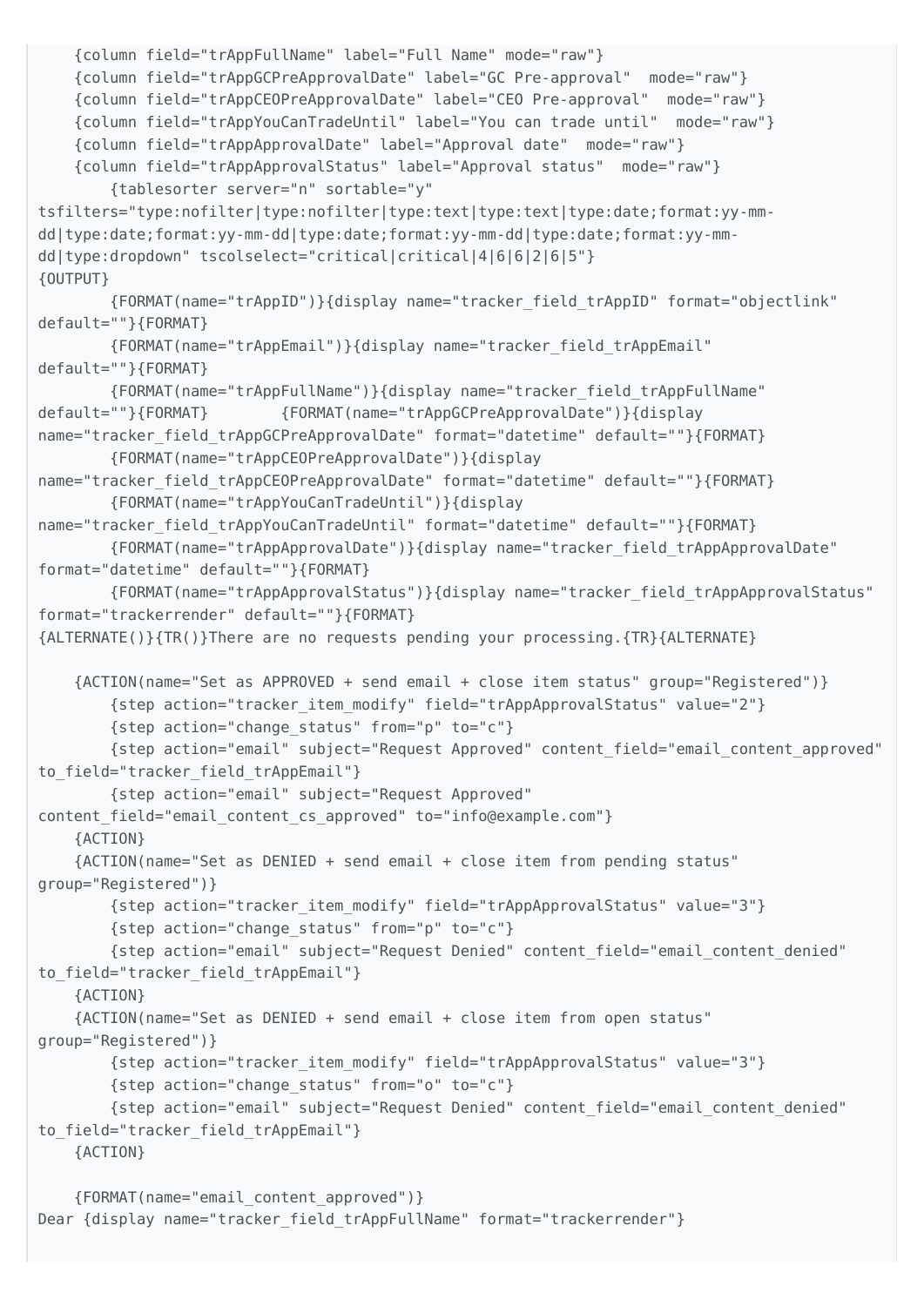```
    {column field="trAppFullName" label="Full Name" mode="raw"}
    {column field="trAppGCPreApprovalDate" label="GC Pre-approval"  mode="raw"}
    {column field="trAppCEOPreApprovalDate" label="CEO Pre-approval"  mode="raw"}
    {column field="trAppYouCanTradeUntil" label="You can trade until"  mode="raw"}
    {column field="trAppApprovalDate" label="Approval date"  mode="raw"}
    {column field="trAppApprovalStatus" label="Approval status"  mode="raw"}
        {tablesorter server="n" sortable="y"
tsfilters="type:nofilter|type:nofilter|type:text|type:text|type:date;format:yy-mm-
dd|type:date;format:yy-mm-dd|type:date;format:yy-mm-dd|type:date;format:yy-mm-
dd|type:dropdown" tscolselect="critical|critical|4|6|6|2|6|5"}
{OUTPUT}
        {FORMAT(name="trAppID")}{display name="tracker_field_trAppID" format="objectlink"
default=""}{FORMAT}
        {FORMAT(name="trAppEmail")}{display name="tracker_field_trAppEmail"
default=""}{FORMAT}
        {FORMAT(name="trAppFullName")}{display name="tracker_field_trAppFullName"
default=""}{FORMAT}        {FORMAT(name="trAppGCPreApprovalDate")}{display
name="tracker_field_trAppGCPreApprovalDate" format="datetime" default=""}{FORMAT}
        {FORMAT(name="trAppCEOPreApprovalDate")}{display
name="tracker_field_trAppCEOPreApprovalDate" format="datetime" default=""}{FORMAT}
        {FORMAT(name="trAppYouCanTradeUntil")}{display
name="tracker_field_trAppYouCanTradeUntil" format="datetime" default=""}{FORMAT}
        {FORMAT(name="trAppApprovalDate")}{display name="tracker_field_trAppApprovalDate"
format="datetime" default=""}{FORMAT}
        {FORMAT(name="trAppApprovalStatus")}{display name="tracker_field_trAppApprovalStatus"
format="trackerrender" default=""}{FORMAT}
{ALTERNATE()}{TR()}There are no requests pending your processing.{TR}{ALTERNATE}

    {ACTION(name="Set as APPROVED + send email + close item status" group="Registered")}
        {step action="tracker_item_modify" field="trAppApprovalStatus" value="2"}
        {step action="change_status" from="p" to="c"}
        {step action="email" subject="Request Approved" content_field="email_content_approved"
to_field="tracker_field_trAppEmail"}
        {step action="email" subject="Request Approved"
content_field="email_content_cs_approved" to="info@example.com"}
    {ACTION}
    {ACTION(name="Set as DENIED + send email + close item from pending status"
group="Registered")}
        {step action="tracker_item_modify" field="trAppApprovalStatus" value="3"}
        {step action="change_status" from="p" to="c"}
        {step action="email" subject="Request Denied" content_field="email_content_denied"
to_field="tracker_field_trAppEmail"}
    {ACTION}
    {ACTION(name="Set as DENIED + send email + close item from open status"
group="Registered")}
        {step action="tracker_item_modify" field="trAppApprovalStatus" value="3"}
        {step action="change_status" from="o" to="c"}
        {step action="email" subject="Request Denied" content_field="email_content_denied"
to_field="tracker_field_trAppEmail"}
    {ACTION}

    {FORMAT(name="email_content_approved")}
Dear {display name="tracker_field_trAppFullName" format="trackerrender"}
```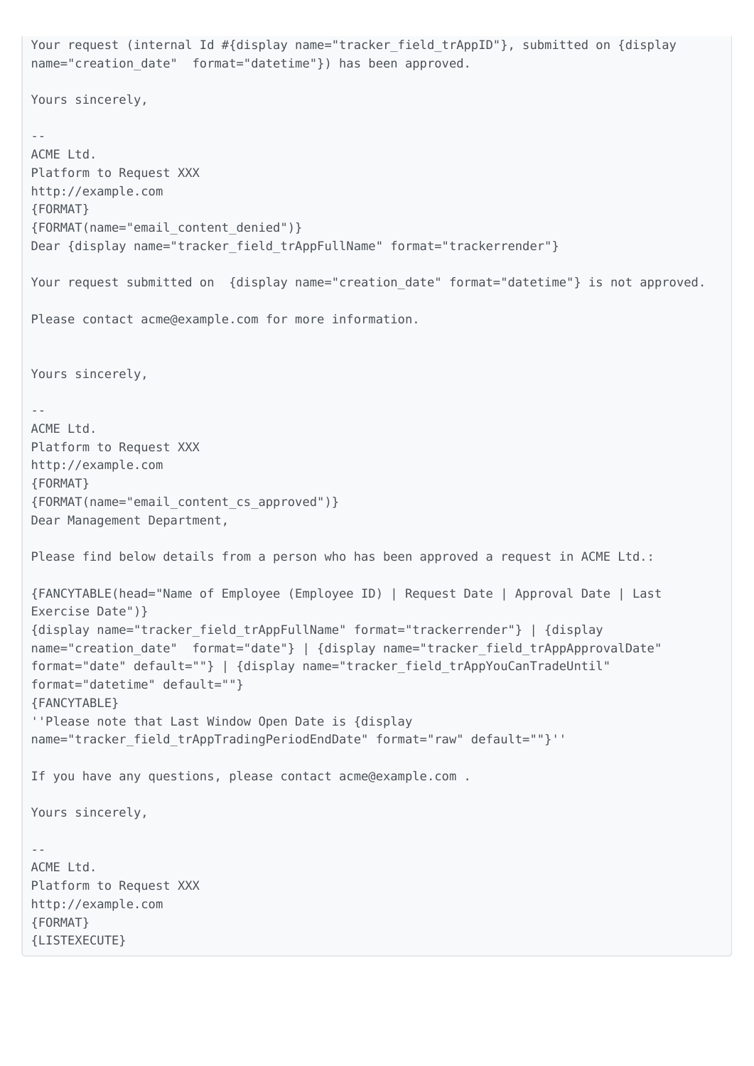```
Your request (internal Id #{display name="tracker_field_trAppID"}, submitted on {display
name="creation_date"  format="datetime"}) has been approved.

Yours sincerely,

--
ACME Ltd.
Platform to Request XXX
http://example.com
{FORMAT}
{FORMAT(name="email_content_denied")}
Dear {display name="tracker_field_trAppFullName" format="trackerrender"}

Your request submitted on  {display name="creation_date" format="datetime"} is not approved.

Please contact acme@example.com for more information.


Yours sincerely,

--
ACME Ltd.
Platform to Request XXX
http://example.com
{FORMAT}
{FORMAT(name="email_content_cs_approved")}
Dear Management Department,

Please find below details from a person who has been approved a request in ACME Ltd.:

{FANCYTABLE(head="Name of Employee (Employee ID) | Request Date | Approval Date | Last
Exercise Date")}
{display name="tracker_field_trAppFullName" format="trackerrender"} | {display
name="creation_date"  format="date"} | {display name="tracker_field_trAppApprovalDate"
format="date" default=""} | {display name="tracker_field_trAppYouCanTradeUntil"
format="datetime" default=""}
{FANCYTABLE}
''Please note that Last Window Open Date is {display
name="tracker_field_trAppTradingPeriodEndDate" format="raw" default=""}''

If you have any questions, please contact acme@example.com .

Yours sincerely,

--
ACME Ltd.
Platform to Request XXX
http://example.com
{FORMAT}
{LISTEXECUTE}
```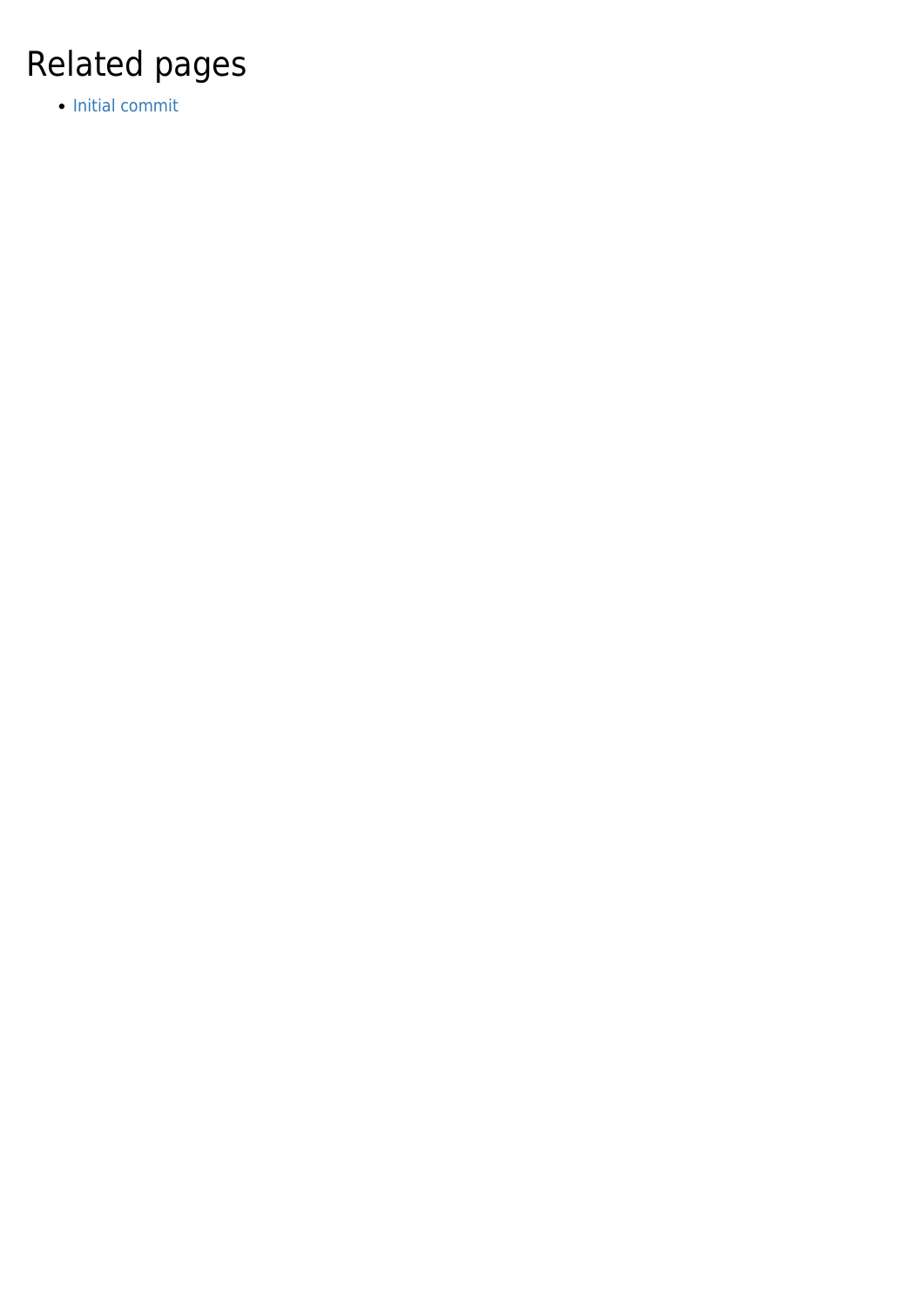# Related pages

- Initial commit